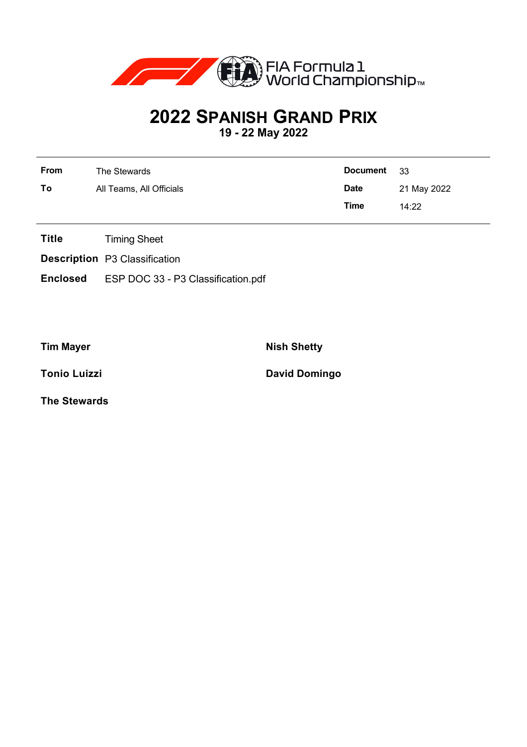FIA Formula 1 World Championship™

# 2022 SPANISH GRAND PRIX

## 19 - 22 May 2022

| | | | |
|---|---|---|---|
| **From** | The Stewards | **Document** | 33 |
| **To** | All Teams, All Officials | **Date** | 21 May 2022 |
| | | **Time** | 14:22 |

**Title** Timing Sheet

**Description** P3 Classification

**Enclosed** ESP DOC 33 - P3 Classification.pdf

**Tim Mayer**

**Nish Shetty**

**Tonio Luizzi**

**David Domingo**

**The Stewards**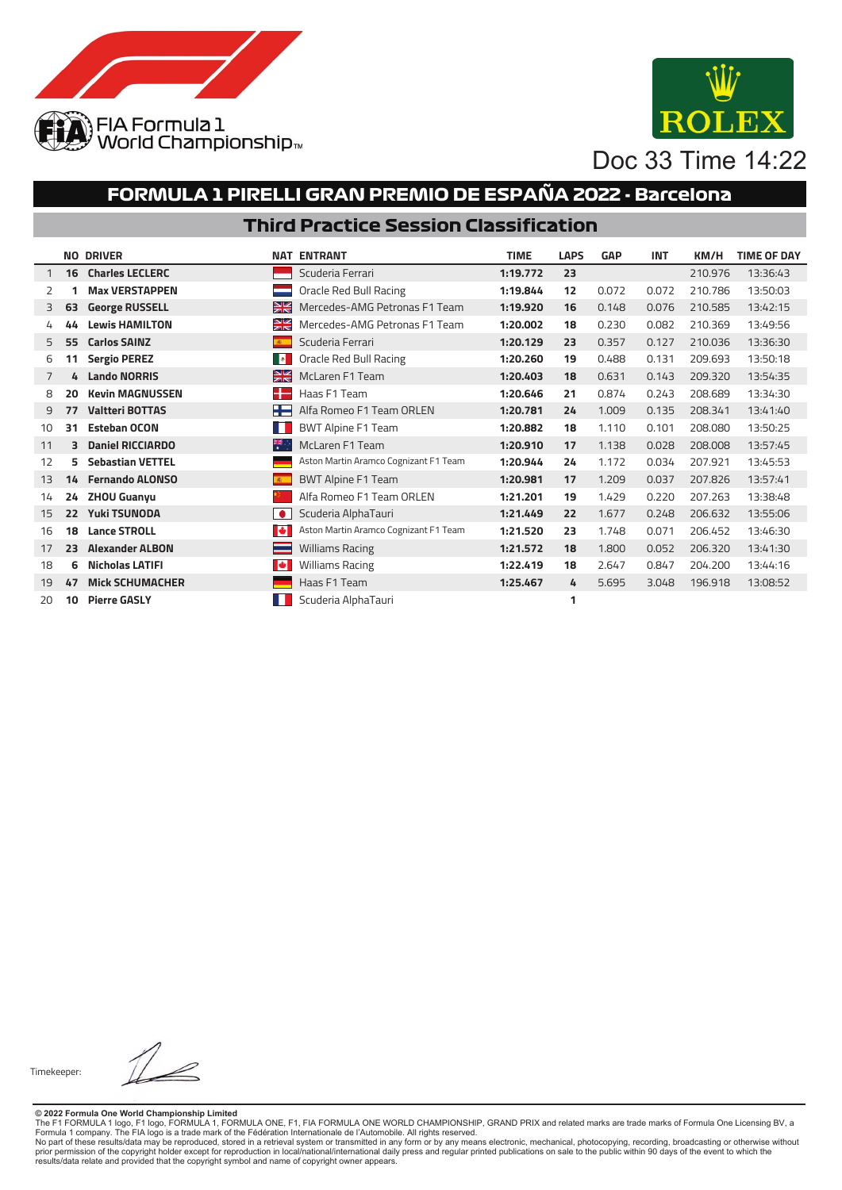FIA Formula 1 World Championship

ROLEX

Doc 33 Time 14:22

# FORMULA 1 PIRELLI GRAN PREMIO DE ESPAÑA 2022 - Barcelona

## Third Practice Session Classification

| | NO | DRIVER | NAT | ENTRANT | TIME | LAPS | GAP | INT | KM/H | TIME OF DAY |
|---|---|---|---|---|---|---|---|---|---|---|
| 1 | 16 | Charles LECLERC | | Scuderia Ferrari | 1:19.772 | 23 | | | 210.976 | 13:36:43 |
| 2 | 1 | Max VERSTAPPEN | | Oracle Red Bull Racing | 1:19.844 | 12 | 0.072 | 0.072 | 210.786 | 13:50:03 |
| 3 | 63 | George RUSSELL | | Mercedes-AMG Petronas F1 Team | 1:19.920 | 16 | 0.148 | 0.076 | 210.585 | 13:42:15 |
| 4 | 44 | Lewis HAMILTON | | Mercedes-AMG Petronas F1 Team | 1:20.002 | 18 | 0.230 | 0.082 | 210.369 | 13:49:56 |
| 5 | 55 | Carlos SAINZ | | Scuderia Ferrari | 1:20.129 | 23 | 0.357 | 0.127 | 210.036 | 13:36:30 |
| 6 | 11 | Sergio PEREZ | | Oracle Red Bull Racing | 1:20.260 | 19 | 0.488 | 0.131 | 209.693 | 13:50:18 |
| 7 | 4 | Lando NORRIS | | McLaren F1 Team | 1:20.403 | 18 | 0.631 | 0.143 | 209.320 | 13:54:35 |
| 8 | 20 | Kevin MAGNUSSEN | | Haas F1 Team | 1:20.646 | 21 | 0.874 | 0.243 | 208.689 | 13:34:30 |
| 9 | 77 | Valtteri BOTTAS | | Alfa Romeo F1 Team ORLEN | 1:20.781 | 24 | 1.009 | 0.135 | 208.341 | 13:41:40 |
| 10 | 31 | Esteban OCON | | BWT Alpine F1 Team | 1:20.882 | 18 | 1.110 | 0.101 | 208.080 | 13:50:25 |
| 11 | 3 | Daniel RICCIARDO | | McLaren F1 Team | 1:20.910 | 17 | 1.138 | 0.028 | 208.008 | 13:57:45 |
| 12 | 5 | Sebastian VETTEL | | Aston Martin Aramco Cognizant F1 Team | 1:20.944 | 24 | 1.172 | 0.034 | 207.921 | 13:45:53 |
| 13 | 14 | Fernando ALONSO | | BWT Alpine F1 Team | 1:20.981 | 17 | 1.209 | 0.037 | 207.826 | 13:57:41 |
| 14 | 24 | ZHOU Guanyu | | Alfa Romeo F1 Team ORLEN | 1:21.201 | 19 | 1.429 | 0.220 | 207.263 | 13:38:48 |
| 15 | 22 | Yuki TSUNODA | | Scuderia AlphaTauri | 1:21.449 | 22 | 1.677 | 0.248 | 206.632 | 13:55:06 |
| 16 | 18 | Lance STROLL | | Aston Martin Aramco Cognizant F1 Team | 1:21.520 | 23 | 1.748 | 0.071 | 206.452 | 13:46:30 |
| 17 | 23 | Alexander ALBON | | Williams Racing | 1:21.572 | 18 | 1.800 | 0.052 | 206.320 | 13:41:30 |
| 18 | 6 | Nicholas LATIFI | | Williams Racing | 1:22.419 | 18 | 2.647 | 0.847 | 204.200 | 13:44:16 |
| 19 | 47 | Mick SCHUMACHER | | Haas F1 Team | 1:25.467 | 4 | 5.695 | 3.048 | 196.918 | 13:08:52 |
| 20 | 10 | Pierre GASLY | | Scuderia AlphaTauri | | 1 | | | | |

Timekeeper:

**© 2022 Formula One World Championship Limited**
The F1 FORMULA 1 logo, F1 logo, FORMULA 1, FORMULA ONE, F1, FIA FORMULA ONE WORLD CHAMPIONSHIP, GRAND PRIX and related marks are trade marks of Formula One Licensing BV, a Formula 1 company. The FIA logo is a trade mark of the Fédération Internationale de l'Automobile. All rights reserved.
No part of these results/data may be reproduced, stored in a retrieval system or transmitted in any form or by any means electronic, mechanical, photocopying, recording, broadcasting or otherwise without prior permission of the copyright holder except for reproduction in local/national/international daily press and regular printed publications on sale to the public within 90 days of the event to which the results/data relate and provided that the copyright symbol and name of copyright owner appears.